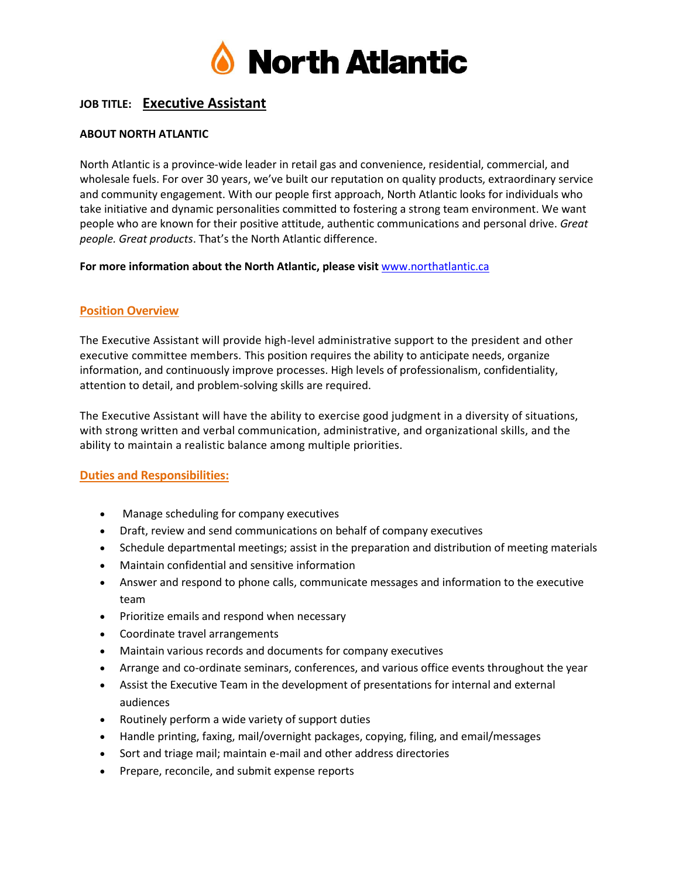# North Atlantic

**JOB TITLE:** **Executive Assistant**

**ABOUT NORTH ATLANTIC**

North Atlantic is a province-wide leader in retail gas and convenience, residential, commercial, and wholesale fuels. For over 30 years, we've built our reputation on quality products, extraordinary service and community engagement. With our people first approach, North Atlantic looks for individuals who take initiative and dynamic personalities committed to fostering a strong team environment. We want people who are known for their positive attitude, authentic communications and personal drive. *Great people. Great products*. That's the North Atlantic difference.

**For more information about the North Atlantic, please visit** www.northatlantic.ca

## Position Overview

The Executive Assistant will provide high-level administrative support to the president and other executive committee members. This position requires the ability to anticipate needs, organize information, and continuously improve processes. High levels of professionalism, confidentiality, attention to detail, and problem-solving skills are required.

The Executive Assistant will have the ability to exercise good judgment in a diversity of situations, with strong written and verbal communication, administrative, and organizational skills, and the ability to maintain a realistic balance among multiple priorities.

## Duties and Responsibilities:

- Manage scheduling for company executives
- Draft, review and send communications on behalf of company executives
- Schedule departmental meetings; assist in the preparation and distribution of meeting materials
- Maintain confidential and sensitive information
- Answer and respond to phone calls, communicate messages and information to the executive team
- Prioritize emails and respond when necessary
- Coordinate travel arrangements
- Maintain various records and documents for company executives
- Arrange and co-ordinate seminars, conferences, and various office events throughout the year
- Assist the Executive Team in the development of presentations for internal and external audiences
- Routinely perform a wide variety of support duties
- Handle printing, faxing, mail/overnight packages, copying, filing, and email/messages
- Sort and triage mail; maintain e-mail and other address directories
- Prepare, reconcile, and submit expense reports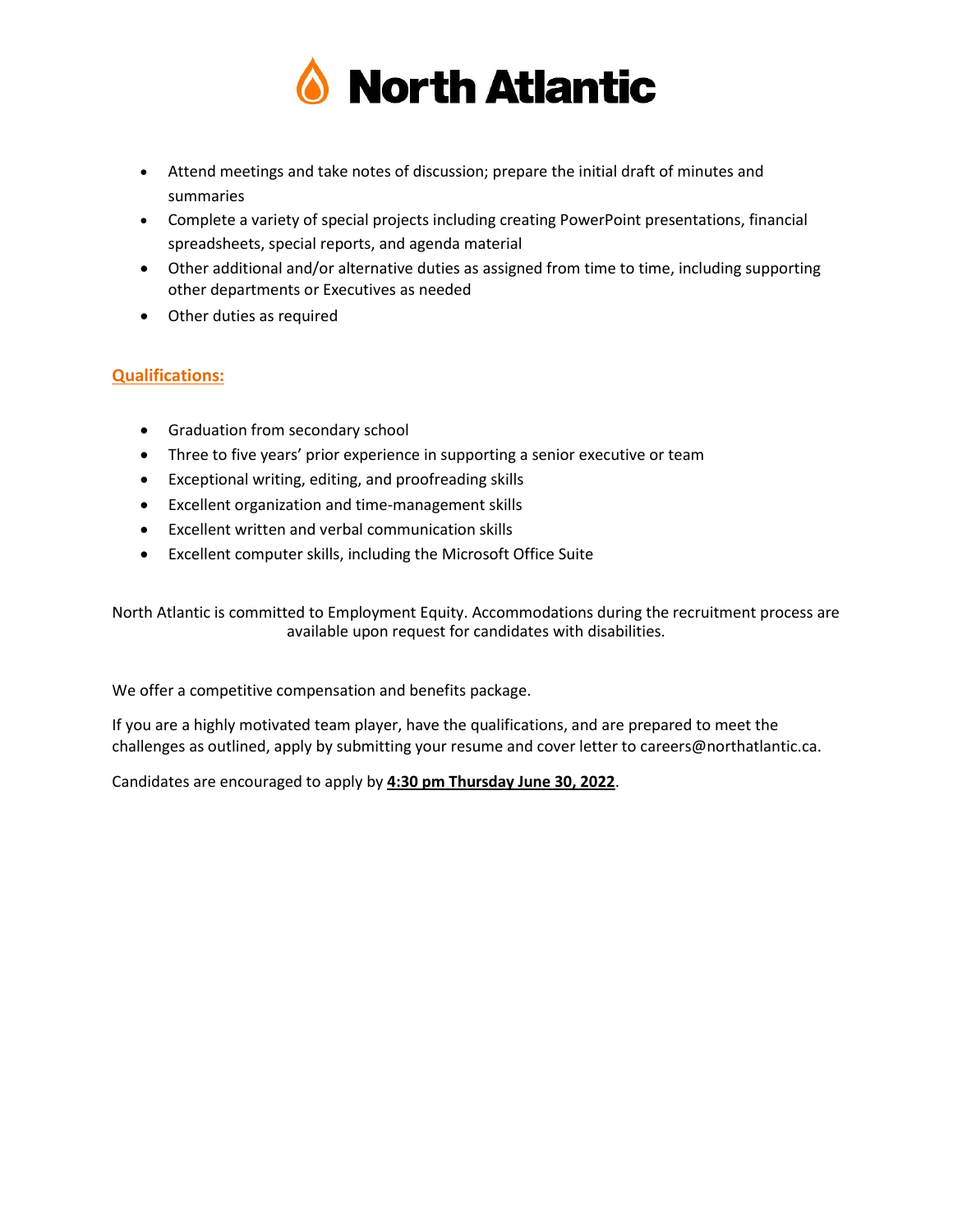# North Atlantic

- Attend meetings and take notes of discussion; prepare the initial draft of minutes and summaries
- Complete a variety of special projects including creating PowerPoint presentations, financial spreadsheets, special reports, and agenda material
- Other additional and/or alternative duties as assigned from time to time, including supporting other departments or Executives as needed
- Other duties as required

## Qualifications:

- Graduation from secondary school
- Three to five years' prior experience in supporting a senior executive or team
- Exceptional writing, editing, and proofreading skills
- Excellent organization and time-management skills
- Excellent written and verbal communication skills
- Excellent computer skills, including the Microsoft Office Suite

North Atlantic is committed to Employment Equity. Accommodations during the recruitment process are available upon request for candidates with disabilities.

We offer a competitive compensation and benefits package.

If you are a highly motivated team player, have the qualifications, and are prepared to meet the challenges as outlined, apply by submitting your resume and cover letter to careers@northatlantic.ca.

Candidates are encouraged to apply by **4:30 pm Thursday June 30, 2022**.